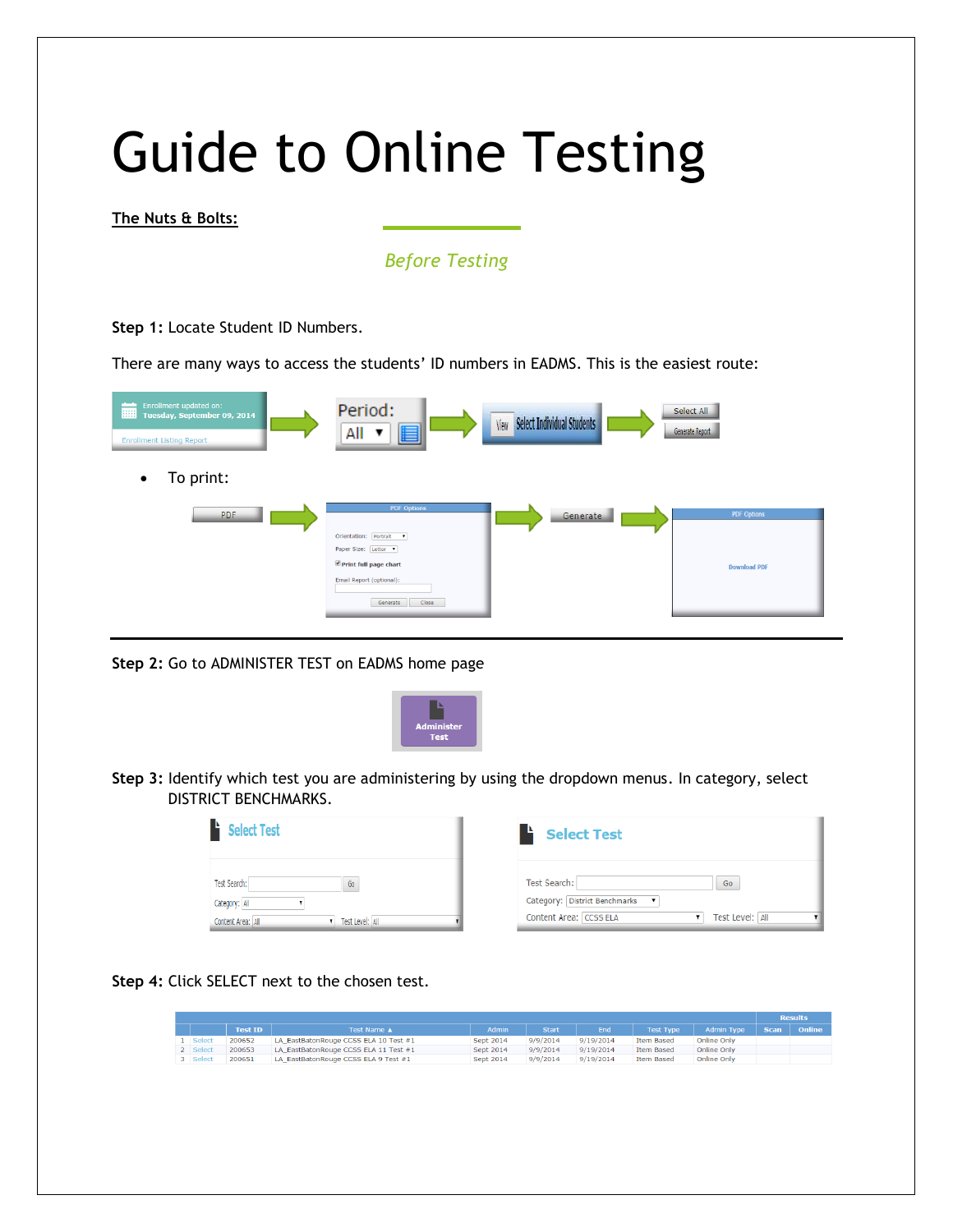# Guide to Online Testing

**The Nuts & Bolts:**

*Before Testing*

**Step 1:** Locate Student ID Numbers.

There are many ways to access the students' ID numbers in EADMS. This is the easiest route:

- To print:

---

**Step 2:** Go to ADMINISTER TEST on EADMS home page

**Step 3:** Identify which test you are administering by using the dropdown menus. In category, select DISTRICT BENCHMARKS.

**Step 4:** Click SELECT next to the chosen test.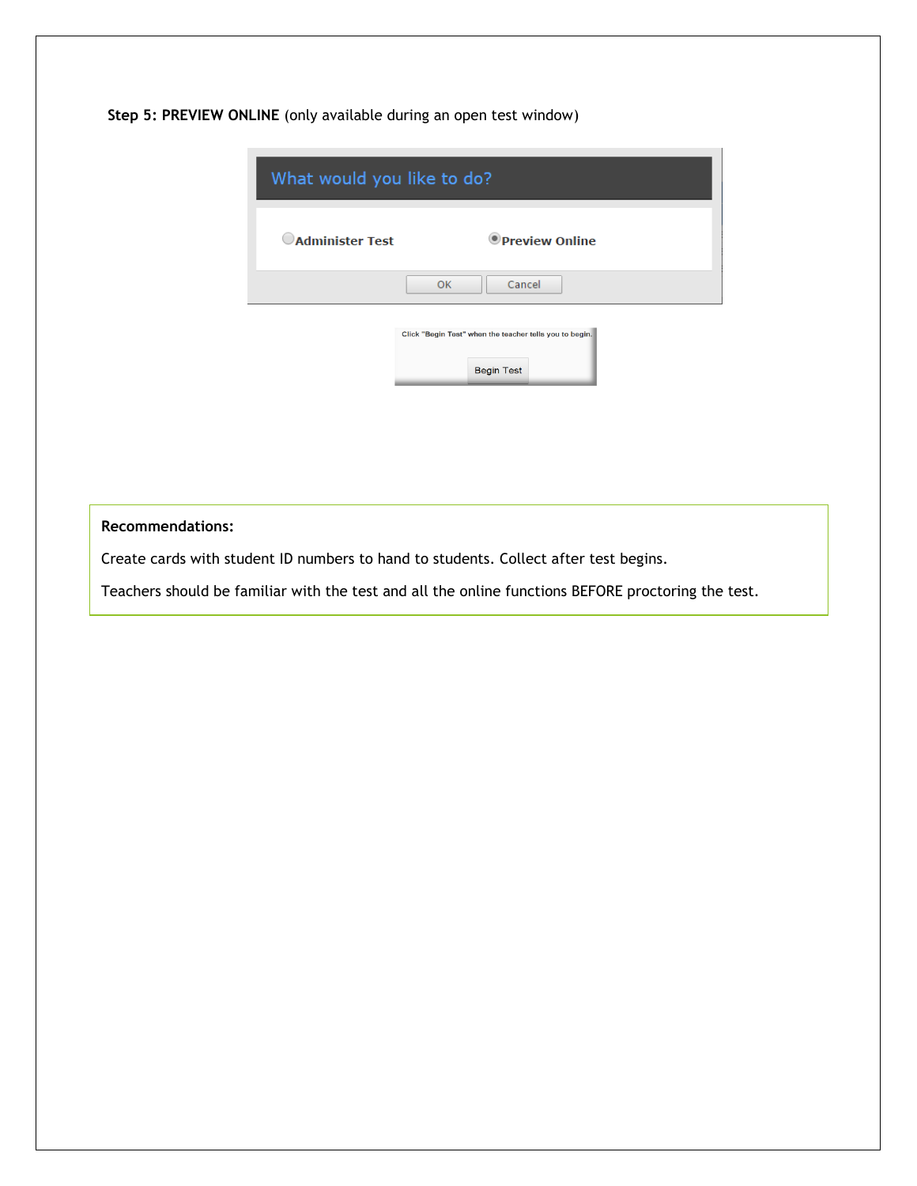**Step 5: PREVIEW ONLINE** (only available during an open test window)

**Recommendations:**

Create cards with student ID numbers to hand to students. Collect after test begins.

Teachers should be familiar with the test and all the online functions BEFORE proctoring the test.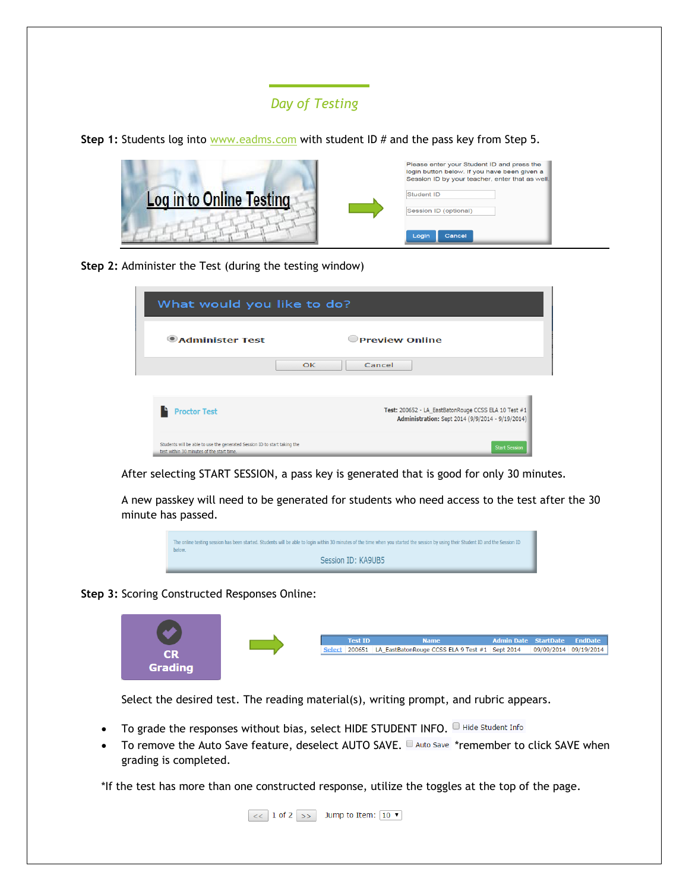## *Day of Testing*

**Step 1:** Students log into www.eadms.com with student ID # and the pass key from Step 5.

Log in to Online Testing

Please enter your Student ID and press the login button below. If you have been given a Session ID by your teacher, enter that as well.

Student ID

Session ID (optional)

Login Cancel

**Step 2:** Administer the Test (during the testing window)

What would you like to do?

Administer Test Preview Online

OK Cancel

Proctor Test

**Test:** 200652 - LA_EastBatonRouge CCSS ELA 10 Test #1
**Administration:** Sept 2014 (9/9/2014 - 9/19/2014)

Students will be able to use the generated Session ID to start taking the test within 30 minutes of the start time.

Start Session

After selecting START SESSION, a pass key is generated that is good for only 30 minutes.

A new passkey will need to be generated for students who need access to the test after the 30 minute has passed.

The online testing session has been started. Students will be able to login within 30 minutes of the time when you started the session by using their Student ID and the Session ID below.

Session ID: KA9UB5

**Step 3:** Scoring Constructed Responses Online:

CR Grading

| | Test ID | Name | Admin Date | StartDate | EndDate |
|---|---|---|---|---|---|
| Select | 200651 | LA_EastBatonRouge CCSS ELA 9 Test #1 | Sept 2014 | 09/09/2014 | 09/19/2014 |

Select the desired test. The reading material(s), writing prompt, and rubric appears.

- To grade the responses without bias, select HIDE STUDENT INFO. Hide Student Info
- To remove the Auto Save feature, deselect AUTO SAVE. Auto Save *remember to click SAVE when grading is completed.

*If the test has more than one constructed response, utilize the toggles at the top of the page.

<< 1 of 2 >> Jump to Item: 10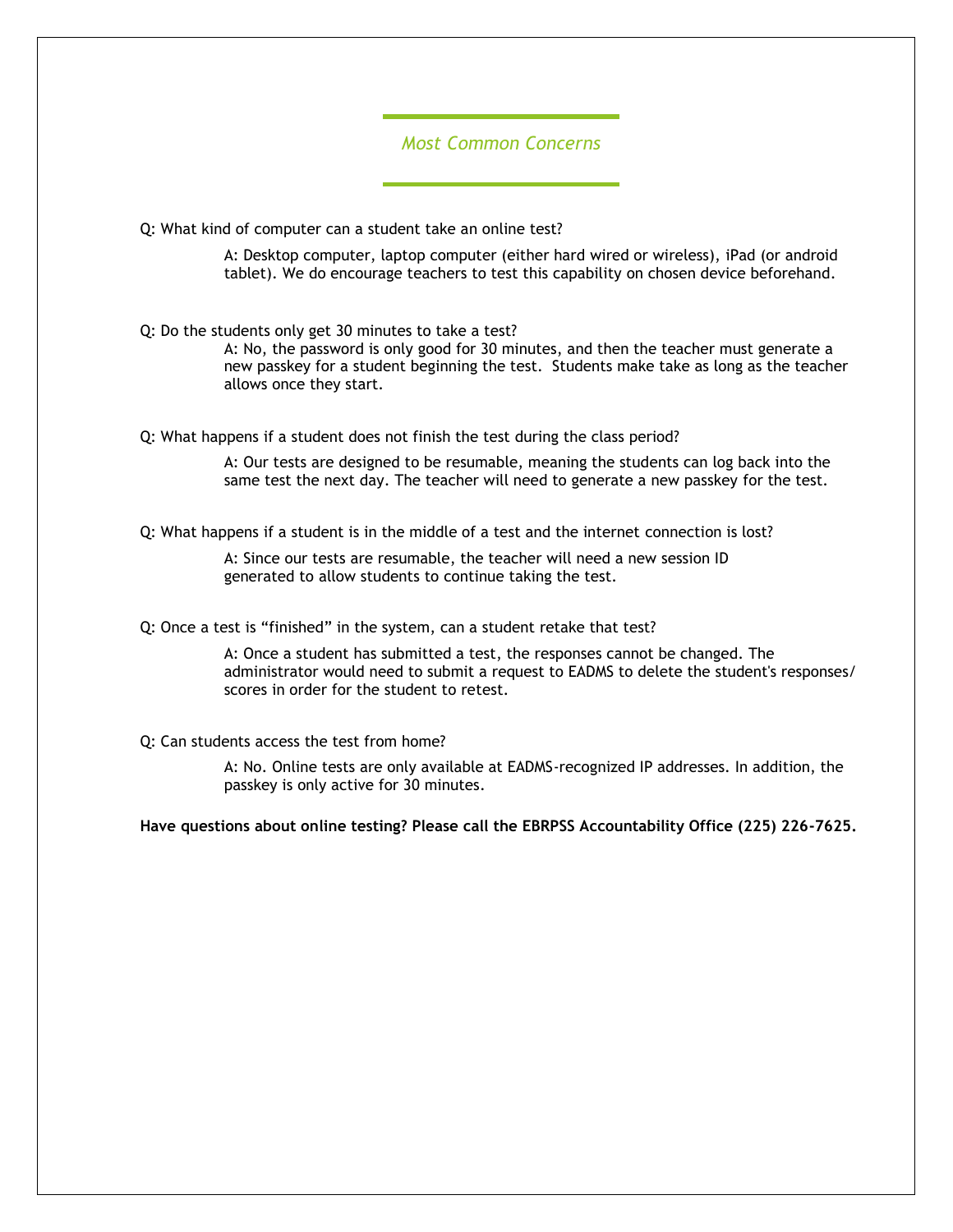## *Most Common Concerns*

Q: What kind of computer can a student take an online test?

> A: Desktop computer, laptop computer (either hard wired or wireless), iPad (or android tablet). We do encourage teachers to test this capability on chosen device beforehand.

Q: Do the students only get 30 minutes to take a test?

> A: No, the password is only good for 30 minutes, and then the teacher must generate a new passkey for a student beginning the test. Students make take as long as the teacher allows once they start.

Q: What happens if a student does not finish the test during the class period?

> A: Our tests are designed to be resumable, meaning the students can log back into the same test the next day. The teacher will need to generate a new passkey for the test.

Q: What happens if a student is in the middle of a test and the internet connection is lost?

> A: Since our tests are resumable, the teacher will need a new session ID generated to allow students to continue taking the test.

Q: Once a test is "finished" in the system, can a student retake that test?

> A: Once a student has submitted a test, the responses cannot be changed. The administrator would need to submit a request to EADMS to delete the student's responses/ scores in order for the student to retest.

Q: Can students access the test from home?

> A: No. Online tests are only available at EADMS-recognized IP addresses. In addition, the passkey is only active for 30 minutes.

**Have questions about online testing? Please call the EBRPSS Accountability Office (225) 226-7625.**